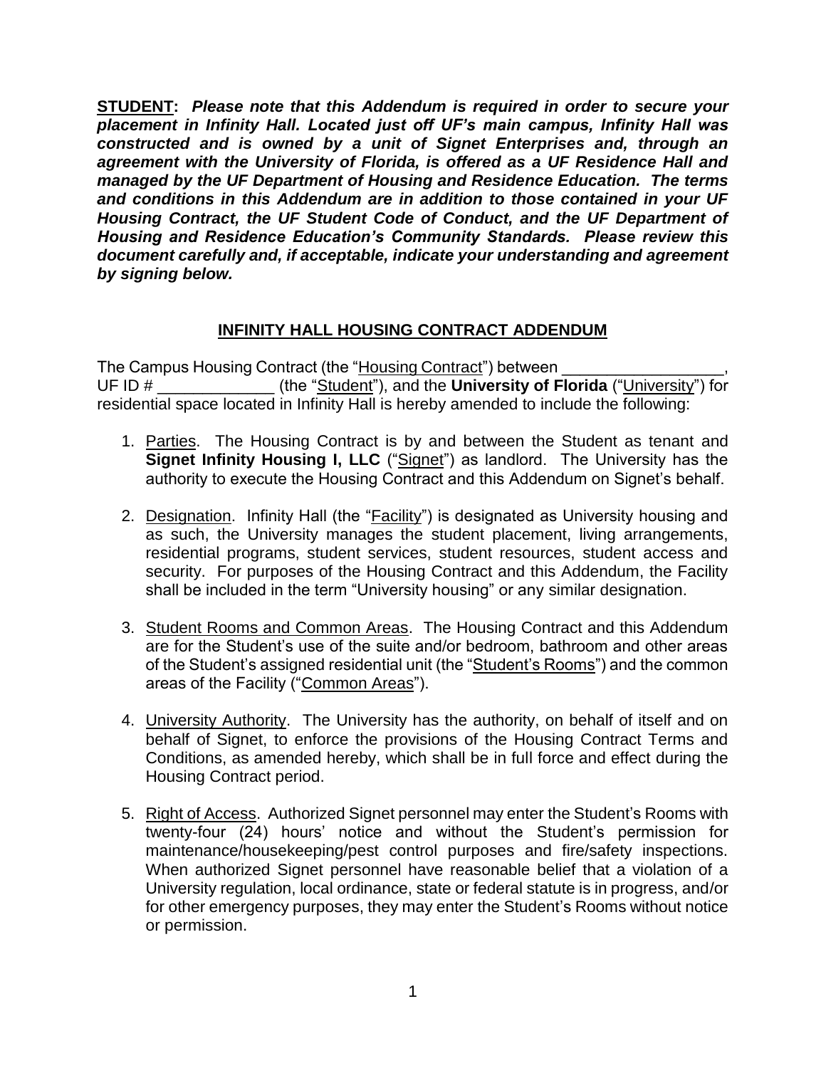**<u>STUDENT</u>:** ***Please note that this Addendum is required in order to secure your placement in Infinity Hall. Located just off UF's main campus, Infinity Hall was constructed and is owned by a unit of Signet Enterprises and, through an agreement with the University of Florida, is offered as a UF Residence Hall and managed by the UF Department of Housing and Residence Education. The terms and conditions in this Addendum are in addition to those contained in your UF Housing Contract, the UF Student Code of Conduct, and the UF Department of Housing and Residence Education's Community Standards. Please review this document carefully and, if acceptable, indicate your understanding and agreement by signing below.***

## <u>INFINITY HALL HOUSING CONTRACT ADDENDUM</u>

The Campus Housing Contract (the "<u>Housing Contract</u>") between __________________, UF ID # _____________ (the "<u>Student</u>"), and the **University of Florida** ("<u>University</u>") for residential space located in Infinity Hall is hereby amended to include the following:

1. <u>Parties</u>. The Housing Contract is by and between the Student as tenant and **Signet Infinity Housing I, LLC** ("<u>Signet</u>") as landlord. The University has the authority to execute the Housing Contract and this Addendum on Signet's behalf.

2. <u>Designation</u>. Infinity Hall (the "<u>Facility</u>") is designated as University housing and as such, the University manages the student placement, living arrangements, residential programs, student services, student resources, student access and security. For purposes of the Housing Contract and this Addendum, the Facility shall be included in the term "University housing" or any similar designation.

3. <u>Student Rooms and Common Areas</u>. The Housing Contract and this Addendum are for the Student's use of the suite and/or bedroom, bathroom and other areas of the Student's assigned residential unit (the "<u>Student's Rooms</u>") and the common areas of the Facility ("<u>Common Areas</u>").

4. <u>University Authority</u>. The University has the authority, on behalf of itself and on behalf of Signet, to enforce the provisions of the Housing Contract Terms and Conditions, as amended hereby, which shall be in full force and effect during the Housing Contract period.

5. <u>Right of Access</u>. Authorized Signet personnel may enter the Student's Rooms with twenty-four (24) hours' notice and without the Student's permission for maintenance/housekeeping/pest control purposes and fire/safety inspections. When authorized Signet personnel have reasonable belief that a violation of a University regulation, local ordinance, state or federal statute is in progress, and/or for other emergency purposes, they may enter the Student's Rooms without notice or permission.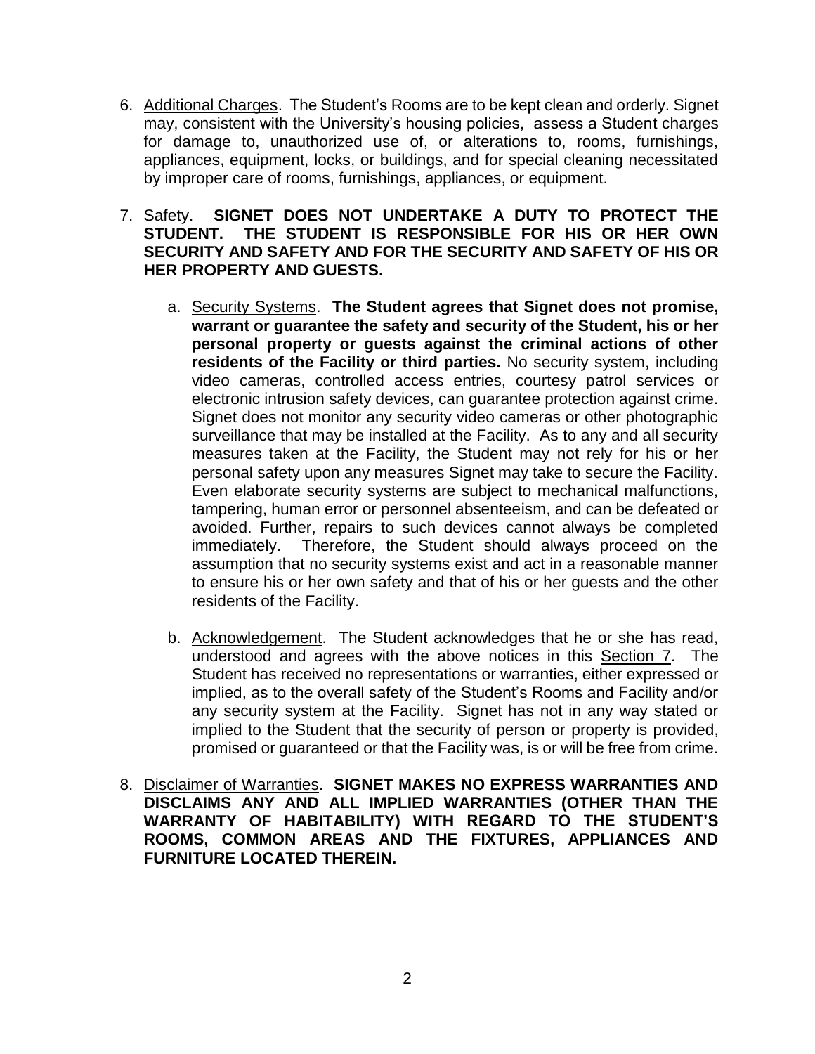6. Additional Charges. The Student's Rooms are to be kept clean and orderly. Signet may, consistent with the University's housing policies, assess a Student charges for damage to, unauthorized use of, or alterations to, rooms, furnishings, appliances, equipment, locks, or buildings, and for special cleaning necessitated by improper care of rooms, furnishings, appliances, or equipment.

7. Safety. **SIGNET DOES NOT UNDERTAKE A DUTY TO PROTECT THE STUDENT. THE STUDENT IS RESPONSIBLE FOR HIS OR HER OWN SECURITY AND SAFETY AND FOR THE SECURITY AND SAFETY OF HIS OR HER PROPERTY AND GUESTS.**

   a. Security Systems. **The Student agrees that Signet does not promise, warrant or guarantee the safety and security of the Student, his or her personal property or guests against the criminal actions of other residents of the Facility or third parties.** No security system, including video cameras, controlled access entries, courtesy patrol services or electronic intrusion safety devices, can guarantee protection against crime. Signet does not monitor any security video cameras or other photographic surveillance that may be installed at the Facility. As to any and all security measures taken at the Facility, the Student may not rely for his or her personal safety upon any measures Signet may take to secure the Facility. Even elaborate security systems are subject to mechanical malfunctions, tampering, human error or personnel absenteeism, and can be defeated or avoided. Further, repairs to such devices cannot always be completed immediately. Therefore, the Student should always proceed on the assumption that no security systems exist and act in a reasonable manner to ensure his or her own safety and that of his or her guests and the other residents of the Facility.

   b. Acknowledgement. The Student acknowledges that he or she has read, understood and agrees with the above notices in this Section 7. The Student has received no representations or warranties, either expressed or implied, as to the overall safety of the Student's Rooms and Facility and/or any security system at the Facility. Signet has not in any way stated or implied to the Student that the security of person or property is provided, promised or guaranteed or that the Facility was, is or will be free from crime.

8. Disclaimer of Warranties. **SIGNET MAKES NO EXPRESS WARRANTIES AND DISCLAIMS ANY AND ALL IMPLIED WARRANTIES (OTHER THAN THE WARRANTY OF HABITABILITY) WITH REGARD TO THE STUDENT'S ROOMS, COMMON AREAS AND THE FIXTURES, APPLIANCES AND FURNITURE LOCATED THEREIN.**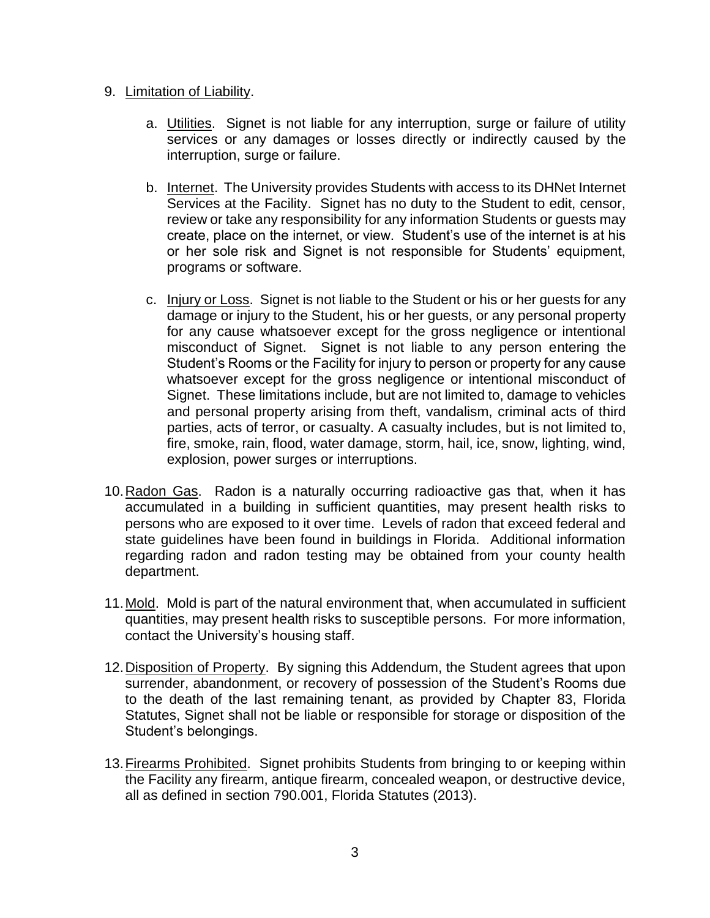9. Limitation of Liability.

    a. Utilities. Signet is not liable for any interruption, surge or failure of utility services or any damages or losses directly or indirectly caused by the interruption, surge or failure.

    b. Internet. The University provides Students with access to its DHNet Internet Services at the Facility. Signet has no duty to the Student to edit, censor, review or take any responsibility for any information Students or guests may create, place on the internet, or view. Student's use of the internet is at his or her sole risk and Signet is not responsible for Students' equipment, programs or software.

    c. Injury or Loss. Signet is not liable to the Student or his or her guests for any damage or injury to the Student, his or her guests, or any personal property for any cause whatsoever except for the gross negligence or intentional misconduct of Signet. Signet is not liable to any person entering the Student's Rooms or the Facility for injury to person or property for any cause whatsoever except for the gross negligence or intentional misconduct of Signet. These limitations include, but are not limited to, damage to vehicles and personal property arising from theft, vandalism, criminal acts of third parties, acts of terror, or casualty. A casualty includes, but is not limited to, fire, smoke, rain, flood, water damage, storm, hail, ice, snow, lighting, wind, explosion, power surges or interruptions.

10. Radon Gas. Radon is a naturally occurring radioactive gas that, when it has accumulated in a building in sufficient quantities, may present health risks to persons who are exposed to it over time. Levels of radon that exceed federal and state guidelines have been found in buildings in Florida. Additional information regarding radon and radon testing may be obtained from your county health department.

11. Mold. Mold is part of the natural environment that, when accumulated in sufficient quantities, may present health risks to susceptible persons. For more information, contact the University's housing staff.

12. Disposition of Property. By signing this Addendum, the Student agrees that upon surrender, abandonment, or recovery of possession of the Student's Rooms due to the death of the last remaining tenant, as provided by Chapter 83, Florida Statutes, Signet shall not be liable or responsible for storage or disposition of the Student's belongings.

13. Firearms Prohibited. Signet prohibits Students from bringing to or keeping within the Facility any firearm, antique firearm, concealed weapon, or destructive device, all as defined in section 790.001, Florida Statutes (2013).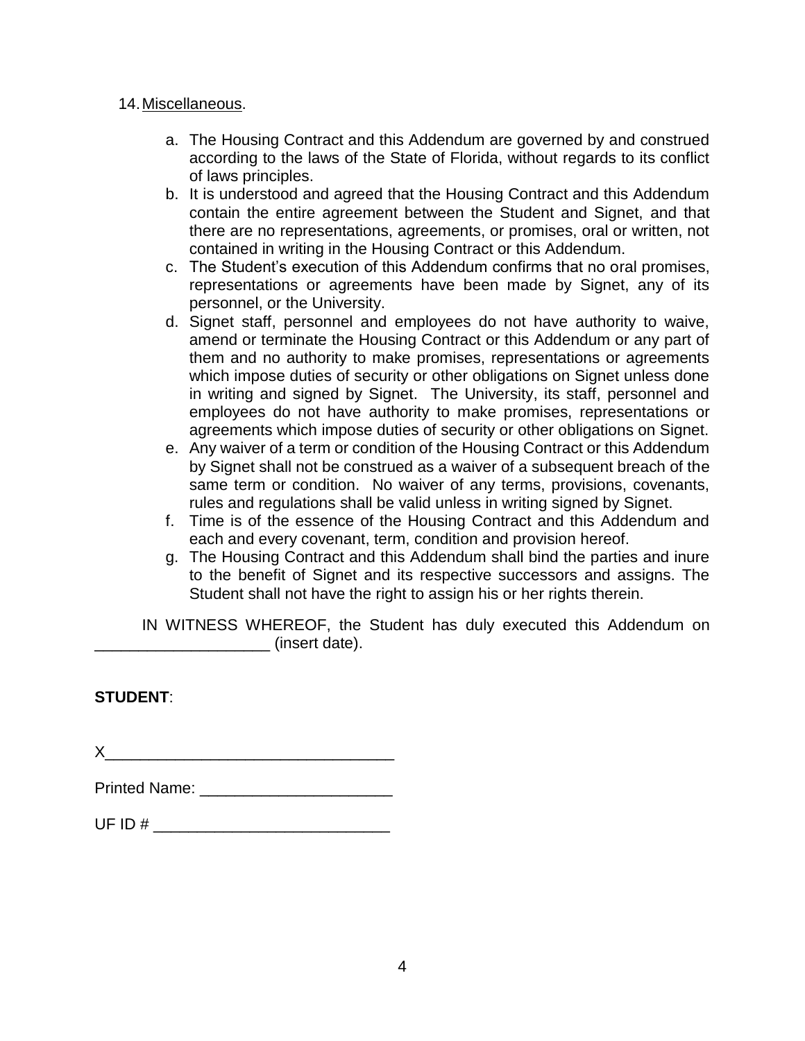14. Miscellaneous.

   a. The Housing Contract and this Addendum are governed by and construed according to the laws of the State of Florida, without regards to its conflict of laws principles.
   b. It is understood and agreed that the Housing Contract and this Addendum contain the entire agreement between the Student and Signet, and that there are no representations, agreements, or promises, oral or written, not contained in writing in the Housing Contract or this Addendum.
   c. The Student's execution of this Addendum confirms that no oral promises, representations or agreements have been made by Signet, any of its personnel, or the University.
   d. Signet staff, personnel and employees do not have authority to waive, amend or terminate the Housing Contract or this Addendum or any part of them and no authority to make promises, representations or agreements which impose duties of security or other obligations on Signet unless done in writing and signed by Signet. The University, its staff, personnel and employees do not have authority to make promises, representations or agreements which impose duties of security or other obligations on Signet.
   e. Any waiver of a term or condition of the Housing Contract or this Addendum by Signet shall not be construed as a waiver of a subsequent breach of the same term or condition. No waiver of any terms, provisions, covenants, rules and regulations shall be valid unless in writing signed by Signet.
   f. Time is of the essence of the Housing Contract and this Addendum and each and every covenant, term, condition and provision hereof.
   g. The Housing Contract and this Addendum shall bind the parties and inure to the benefit of Signet and its respective successors and assigns. The Student shall not have the right to assign his or her rights therein.

IN WITNESS WHEREOF, the Student has duly executed this Addendum on ____________________ (insert date).

**STUDENT**:

X_________________________________

Printed Name: ______________________

UF ID # ___________________________